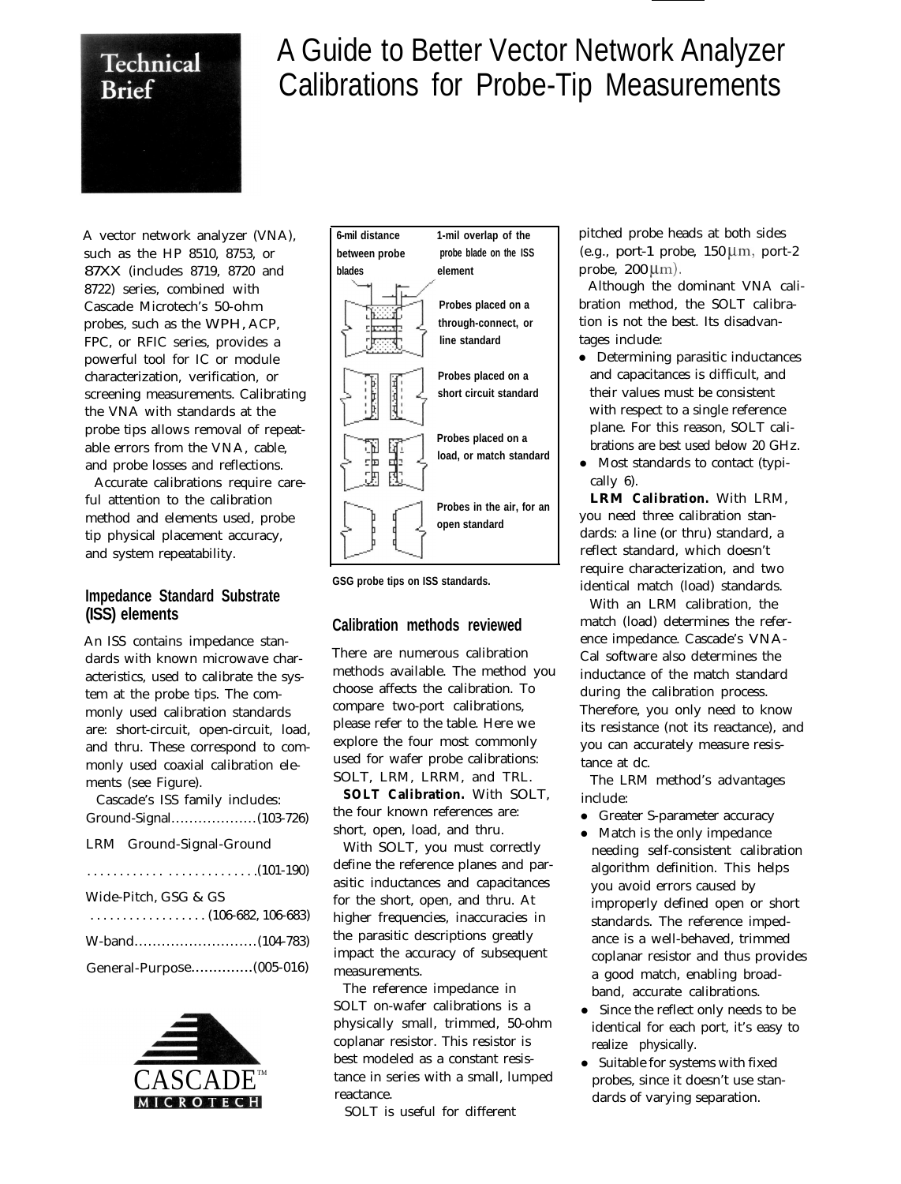# A Guide to Better Vector Network Analyzer Calibrations for Probe-Tip Measurements

Technical Brief

A vector network analyzer (VNA), such as the HP 8510, 8753, or 87XX (includes 8719, 8720 and 8722) series, combined with Cascade Microtech's 50-ohm probes, such as the WPH, ACP, FPC, or RFIC series, provides a powerful tool for IC or module characterization, verification, or screening measurements. Calibrating the VNA with standards at the probe tips allows removal of repeatable errors from the VNA, cable, and probe losses and reflections.

Accurate calibrations require careful attention to the calibration method and elements used, probe tip physical placement accuracy, and system repeatability.

## Impedance Standard Substrate (ISS) elements

An ISS contains impedance standards with known microwave characteristics, used to calibrate the system at the probe tips. The commonly used calibration standards are: short-circuit, open-circuit, load, and thru. These correspond to commonly used coaxial calibration elements (see Figure).

Cascade's ISS family includes:

Ground-Signal..................(103-726)

LRM Ground-Signal-Ground

.......................(101-190)

Wide-Pitch, GSG & GS
..................(106-682, 106-683)

W-band..........................(104-783)

General-Purpose.............(005-016)

CASCADE™ MICROTECH

6-mil distance between probe blades

1-mil overlap of the probe blade on the ISS element

Probes placed on a through-connect, or line standard

Probes placed on a short circuit standard

Probes placed on a load, or match standard

Probes in the air, for an open standard

GSG probe tips on ISS standards.

## Calibration methods reviewed

There are numerous calibration methods available. The method you choose affects the calibration. To compare two-port calibrations, please refer to the table. Here we explore the four most commonly used for wafer probe calibrations: SOLT, LRM, LRRM, and TRL.

**SOLT Calibration.** With SOLT, the four known references are: short, open, load, and thru.

With SOLT, you must correctly define the reference planes and parasitic inductances and capacitances for the short, open, and thru. At higher frequencies, inaccuracies in the parasitic descriptions greatly impact the accuracy of subsequent measurements.

The reference impedance in SOLT on-wafer calibrations is a physically small, trimmed, 50-ohm coplanar resistor. This resistor is best modeled as a constant resistance in series with a small, lumped reactance.

SOLT is useful for different pitched probe heads at both sides (e.g., port-1 probe, 150 µm, port-2 probe, 200 µm).

Although the dominant VNA calibration method, the SOLT calibration is not the best. Its disadvantages include:

- Determining parasitic inductances and capacitances is difficult, and their values must be consistent with respect to a single reference plane. For this reason, SOLT calibrations are best used below 20 GHz.
- Most standards to contact (typically 6).

**LRM Calibration.** With LRM, you need three calibration standards: a line (or thru) standard, a reflect standard, which doesn't require characterization, and two identical match (load) standards.

With an LRM calibration, the match (load) determines the reference impedance. Cascade's VNA-Cal software also determines the inductance of the match standard during the calibration process. Therefore, you only need to know its resistance (not its reactance), and you can accurately measure resistance at dc.

The LRM method's advantages include:

- Greater S-parameter accuracy
- Match is the only impedance needing self-consistent calibration algorithm definition. This helps you avoid errors caused by improperly defined open or short standards. The reference impedance is a well-behaved, trimmed coplanar resistor and thus provides a good match, enabling broadband, accurate calibrations.
- Since the reflect only needs to be identical for each port, it's easy to realize physically.
- Suitable for systems with fixed probes, since it doesn't use standards of varying separation.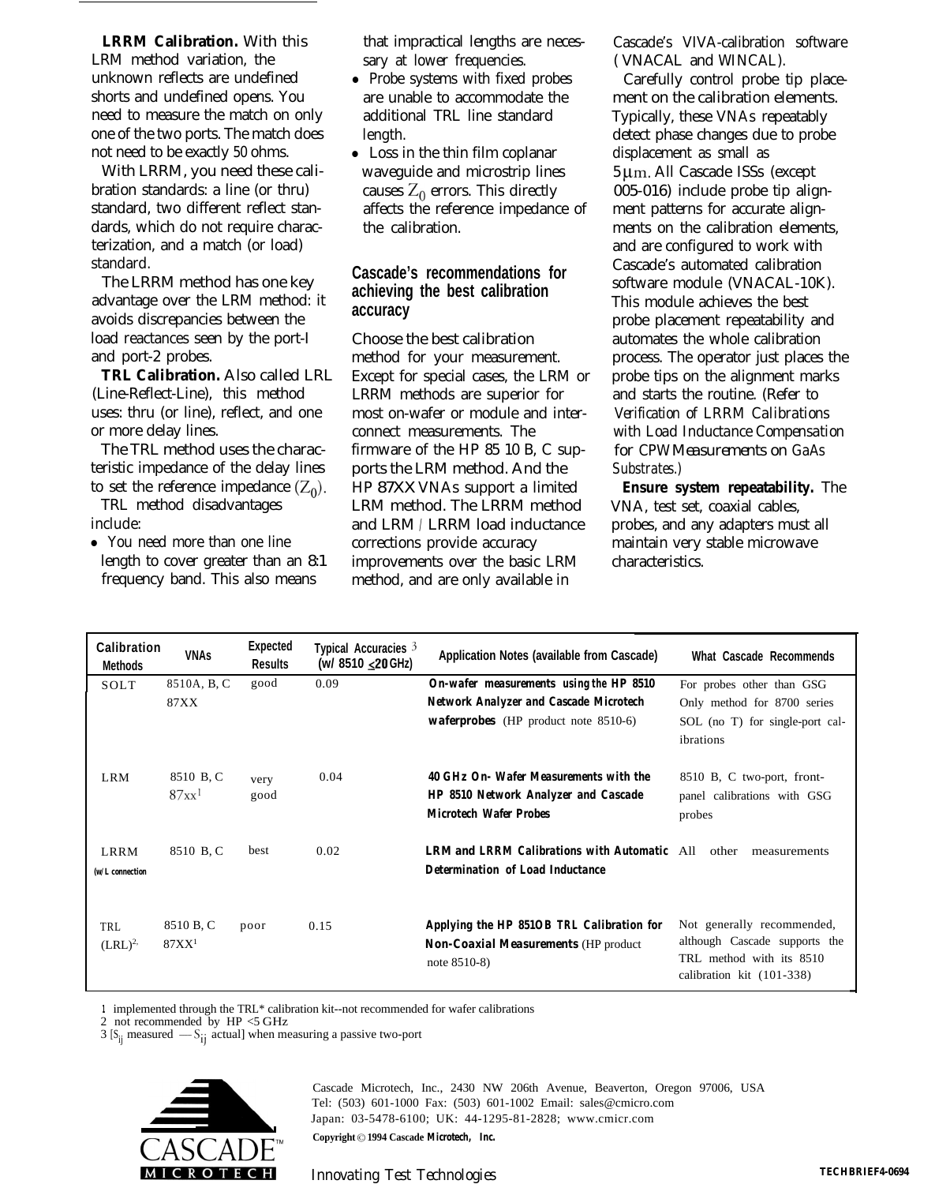**LRRM Calibration.** With this LRM method variation, the unknown reflects are undefined shorts and undefined opens. You need to measure the match on only one of the two ports. The match does not need to be exactly 50 ohms.

With LRRM, you need these calibration standards: a line (or thru) standard, two different reflect standards, which do not require characterization, and a match (or load) standard.

The LRRM method has one key advantage over the LRM method: it avoids discrepancies between the load reactances seen by the port-I and port-2 probes.

**TRL Calibration.** Also called LRL (Line-Reflect-Line), this method uses: thru (or line), reflect, and one or more delay lines.

The TRL method uses the characteristic impedance of the delay lines to set the reference impedance ($Z_0$).

TRL method disadvantages include:

- You need more than one line length to cover greater than an 8:1 frequency band. This also means that impractical lengths are necessary at lower frequencies.
- Probe systems with fixed probes are unable to accommodate the additional TRL line standard length.
- Loss in the thin film coplanar waveguide and microstrip lines causes $Z_0$ errors. This directly affects the reference impedance of the calibration.

### Cascade's recommendations for achieving the best calibration accuracy

Choose the best calibration method for your measurement. Except for special cases, the LRM or LRRM methods are superior for most on-wafer or module and interconnect measurements. The firmware of the HP 85 10 B, C supports the LRM method. And the HP 87XX VNAs support a limited LRM method. The LRRM method and LRM / LRRM load inductance corrections provide accuracy improvements over the basic LRM method, and are only available in Cascade's VIVA-calibration software (VNACAL and WINCAL).

Carefully control probe tip placement on the calibration elements. Typically, these VNAs repeatably detect phase changes due to probe displacement as small as 5$\mu$m. All Cascade ISSs (except 005-016) include probe tip alignment patterns for accurate alignments on the calibration elements, and are configured to work with Cascade's automated calibration software module (VNACAL-10K). This module achieves the best probe placement repeatability and automates the whole calibration process. The operator just places the probe tips on the alignment marks and starts the routine. (Refer to *Verification of LRRM Calibrations with Load Inductance Compensation for CPW Measurements on GaAs Substrates.*)

**Ensure system repeatability.** The VNA, test set, coaxial cables, probes, and any adapters must all maintain very stable microwave characteristics.

| Calibration Methods | VNAs | Expected Results | Typical Accuracies [3] (w/ 8510 ≤20 GHz) | Application Notes (available from Cascade) | What Cascade Recommends |
|---|---|---|---|---|---|
| SOLT | 8510A, B, C 87XX | good | 0.09 | **On-wafer measurements using the HP 8510 Network Analyzer and Cascade Microtech waferprobes** (HP product note 8510-6) | For probes other than GSG Only method for 8700 series SOL (no T) for single-port calibrations |
| LRM | 8510 B, C 87xx[1] | very good | 0.04 | **40 GHz On- Wafer Measurements with the HP 8510 Network Analyzer and Cascade Microtech Wafer Probes** | 8510 B, C two-port, front-panel calibrations with GSG probes |
| LRRM (w/L connection | 8510 B, C | best | 0.02 | **LRM and LRRM Calibrations with Automatic Determination of Load Inductance** | All other measurements |
| TRL (LRL)[2] | 8510 B, C 87XX[1] | poor | 0.15 | **Applying the HP 8510B TRL Calibration for Non-Coaxial Measurements** (HP product note 8510-8) | Not generally recommended, although Cascade supports the TRL method with its 8510 calibration kit (101-338) |

1 implemented through the TRL* calibration kit--not recommended for wafer calibrations
2 not recommended by HP <5 GHz
3 [$S_{ij}$ measured — $S_{ij}$ actual] when measuring a passive two-port

CASCADE MICROTECH

Cascade Microtech, Inc., 2430 NW 206th Avenue, Beaverton, Oregon 97006, USA
Tel: (503) 601-1000 Fax: (503) 601-1002 Email: sales@cmicro.com
Japan: 03-5478-6100; UK: 44-1295-81-2828; www.cmicr.com
**Copyright © 1994 Cascade Microtech, Inc.**

Innovating Test Technologies

TECHBRIEF4-0694